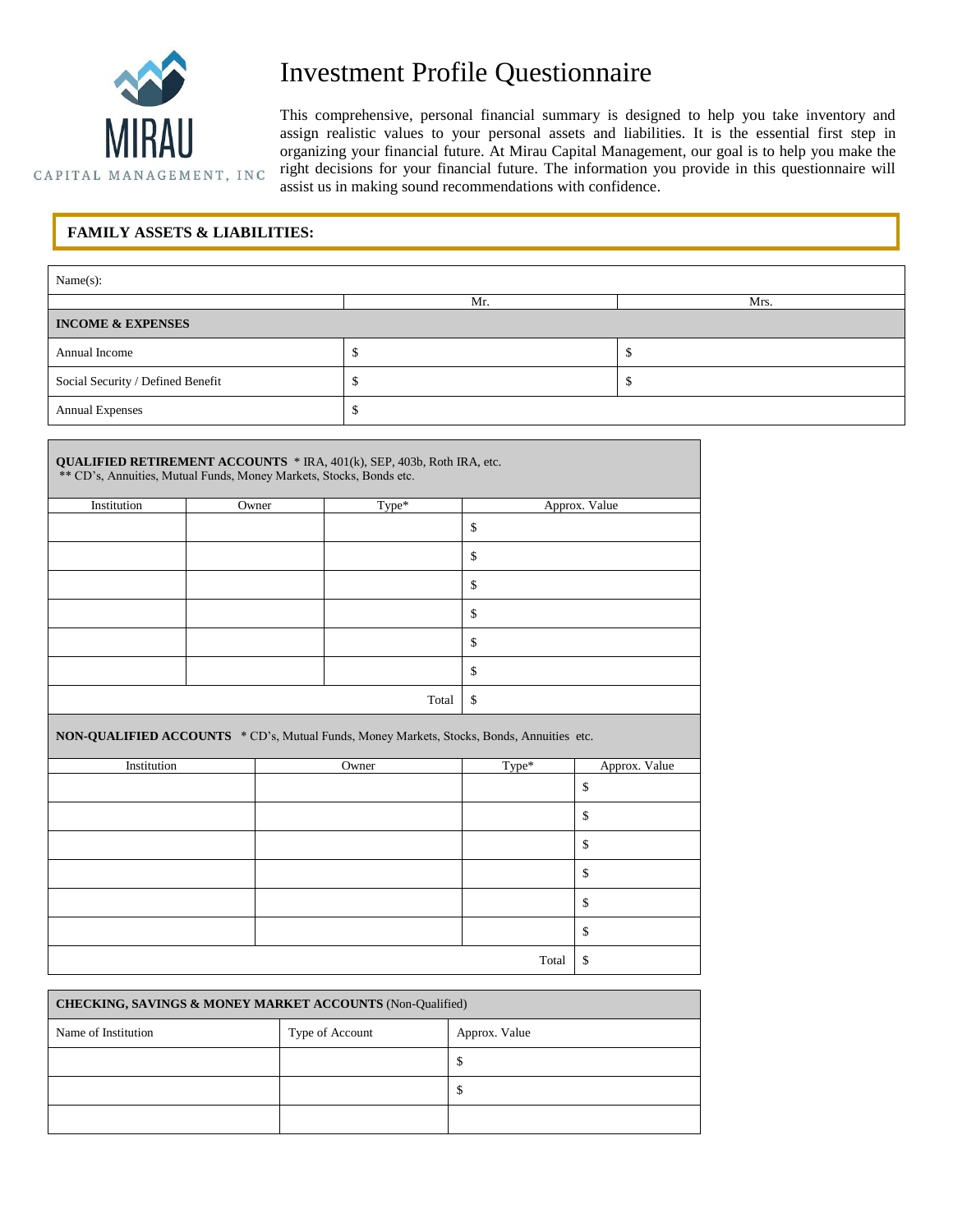MIRAU
CAPITAL MANAGEMENT, INC

# Investment Profile Questionnaire

This comprehensive, personal financial summary is designed to help you take inventory and assign realistic values to your personal assets and liabilities. It is the essential first step in organizing your financial future. At Mirau Capital Management, our goal is to help you make the right decisions for your financial future. The information you provide in this questionnaire will assist us in making sound recommendations with confidence.

## FAMILY ASSETS & LIABILITIES:

| Name(s): | | |
|---|---|---|
| | Mr. | Mrs. |
| **INCOME & EXPENSES** | | |
| Annual Income | $ | $ |
| Social Security / Defined Benefit | $ | $ |
| Annual Expenses | $ | |

**QUALIFIED RETIREMENT ACCOUNTS** * IRA, 401(k), SEP, 403b, Roth IRA, etc.
** CD's, Annuities, Mutual Funds, Money Markets, Stocks, Bonds etc.

| Institution | Owner | Type* | Approx. Value |
|---|---|---|---|
| | | | $ |
| | | | $ |
| | | | $ |
| | | | $ |
| | | | $ |
| | | | $ |
| | | Total | $ |

**NON-QUALIFIED ACCOUNTS** * CD's, Mutual Funds, Money Markets, Stocks, Bonds, Annuities etc.

| Institution | Owner | Type* | Approx. Value |
|---|---|---|---|
| | | | $ |
| | | | $ |
| | | | $ |
| | | | $ |
| | | | $ |
| | | | $ |
| | | Total | $ |

**CHECKING, SAVINGS & MONEY MARKET ACCOUNTS** (Non-Qualified)

| Name of Institution | Type of Account | Approx. Value |
|---|---|---|
| | | $ |
| | | $ |
| | | |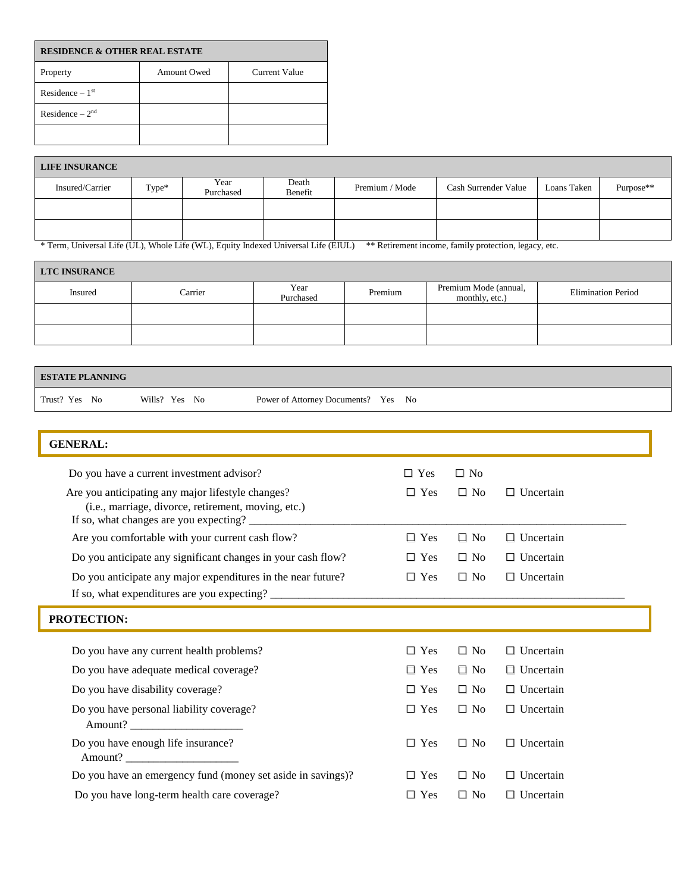| RESIDENCE & OTHER REAL ESTATE | | |
|---|---|---|
| Property | Amount Owed | Current Value |
| Residence – 1st | | |
| Residence – 2nd | | |
| | | |

| LIFE INSURANCE | | | | | | | |
|---|---|---|---|---|---|---|---|
| Insured/Carrier | Type* | Year Purchased | Death Benefit | Premium / Mode | Cash Surrender Value | Loans Taken | Purpose** |
| | | | | | | | |
| | | | | | | | |

* Term, Universal Life (UL), Whole Life (WL), Equity Indexed Universal Life (EIUL) ** Retirement income, family protection, legacy, etc.

| LTC INSURANCE | | | | | |
|---|---|---|---|---|---|
| Insured | Carrier | Year Purchased | Premium | Premium Mode (annual, monthly, etc.) | Elimination Period |
| | | | | | |
| | | | | | |

| ESTATE PLANNING | | |
|---|---|---|
| Trust? Yes No | Wills? Yes No | Power of Attorney Documents? Yes No |

## GENERAL:

Do you have a current investment advisor? ☐ Yes ☐ No

Are you anticipating any major lifestyle changes? ☐ Yes ☐ No ☐ Uncertain
(i.e., marriage, divorce, retirement, moving, etc.)
If so, what changes are you expecting? ______________________________________________________________

Are you comfortable with your current cash flow? ☐ Yes ☐ No ☐ Uncertain

Do you anticipate any significant changes in your cash flow? ☐ Yes ☐ No ☐ Uncertain

Do you anticipate any major expenditures in the near future? ☐ Yes ☐ No ☐ Uncertain
If so, what expenditures are you expecting? ______________________________________________________________

## PROTECTION:

Do you have any current health problems? ☐ Yes ☐ No ☐ Uncertain

Do you have adequate medical coverage? ☐ Yes ☐ No ☐ Uncertain

Do you have disability coverage? ☐ Yes ☐ No ☐ Uncertain

Do you have personal liability coverage? ☐ Yes ☐ No ☐ Uncertain
Amount? ____________________

Do you have enough life insurance? ☐ Yes ☐ No ☐ Uncertain
Amount? ____________________

Do you have an emergency fund (money set aside in savings)? ☐ Yes ☐ No ☐ Uncertain

Do you have long-term health care coverage? ☐ Yes ☐ No ☐ Uncertain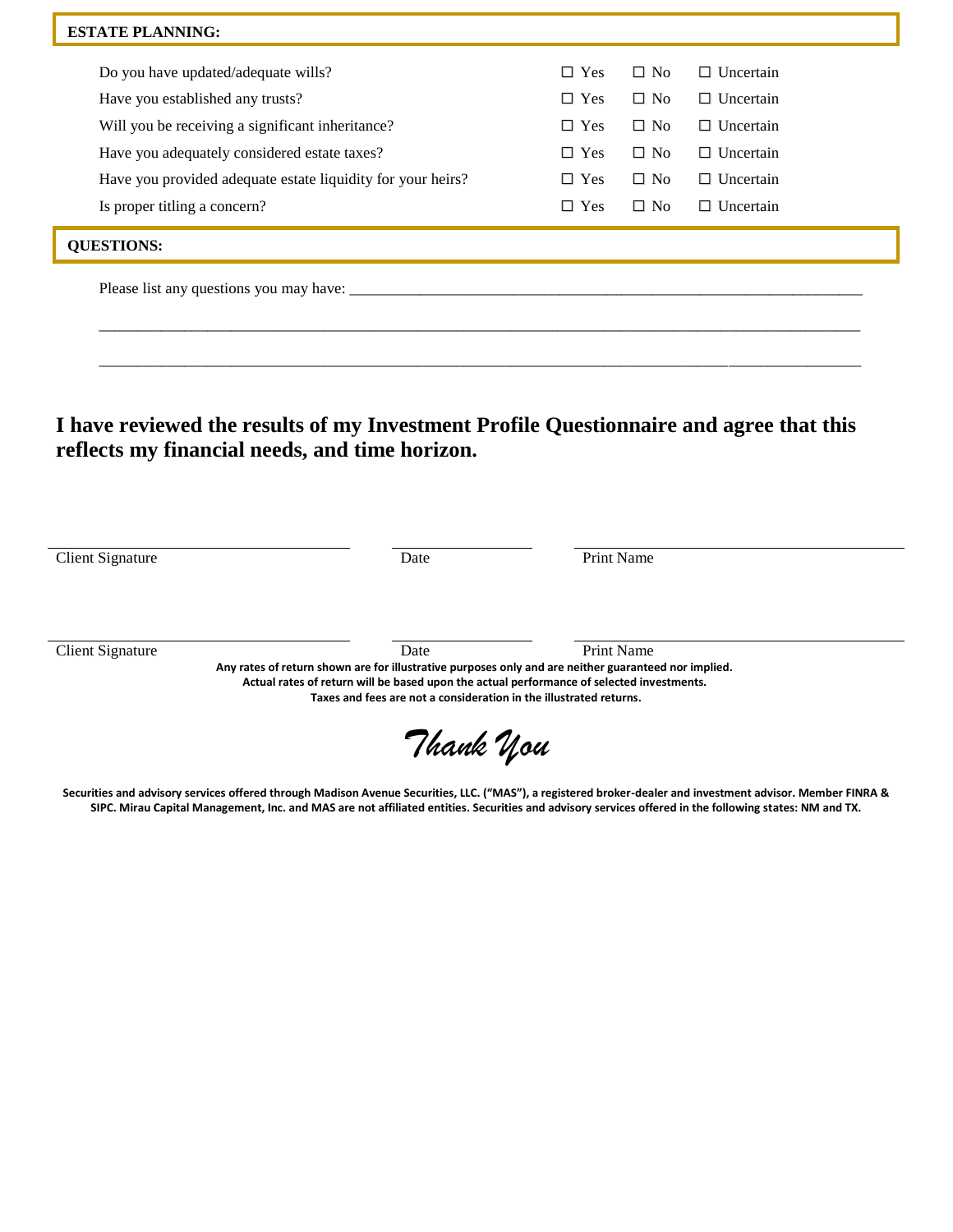**ESTATE PLANNING:**

| | | | |
|---|---|---|---|
| Do you have updated/adequate wills? | ☐ Yes | ☐ No | ☐ Uncertain |
| Have you established any trusts? | ☐ Yes | ☐ No | ☐ Uncertain |
| Will you be receiving a significant inheritance? | ☐ Yes | ☐ No | ☐ Uncertain |
| Have you adequately considered estate taxes? | ☐ Yes | ☐ No | ☐ Uncertain |
| Have you provided adequate estate liquidity for your heirs? | ☐ Yes | ☐ No | ☐ Uncertain |
| Is proper titling a concern? | ☐ Yes | ☐ No | ☐ Uncertain |

**QUESTIONS:**

Please list any questions you may have: ___________________________________________________________________

_____________________________________________________________________________________________

_____________________________________________________________________________________________

**I have reviewed the results of my Investment Profile Questionnaire and agree that this reflects my financial needs, and time horizon.**

______________________________ ______________ ______________________________

Client Signature Date Print Name

______________________________ ______________ ______________________________

Client Signature Date Print Name

**Any rates of return shown are for illustrative purposes only and are neither guaranteed nor implied.**
**Actual rates of return will be based upon the actual performance of selected investments.**
**Taxes and fees are not a consideration in the illustrated returns.**

*Thank You*

**Securities and advisory services offered through Madison Avenue Securities, LLC. ("MAS"), a registered broker-dealer and investment advisor. Member FINRA & SIPC. Mirau Capital Management, Inc. and MAS are not affiliated entities. Securities and advisory services offered in the following states: NM and TX.**